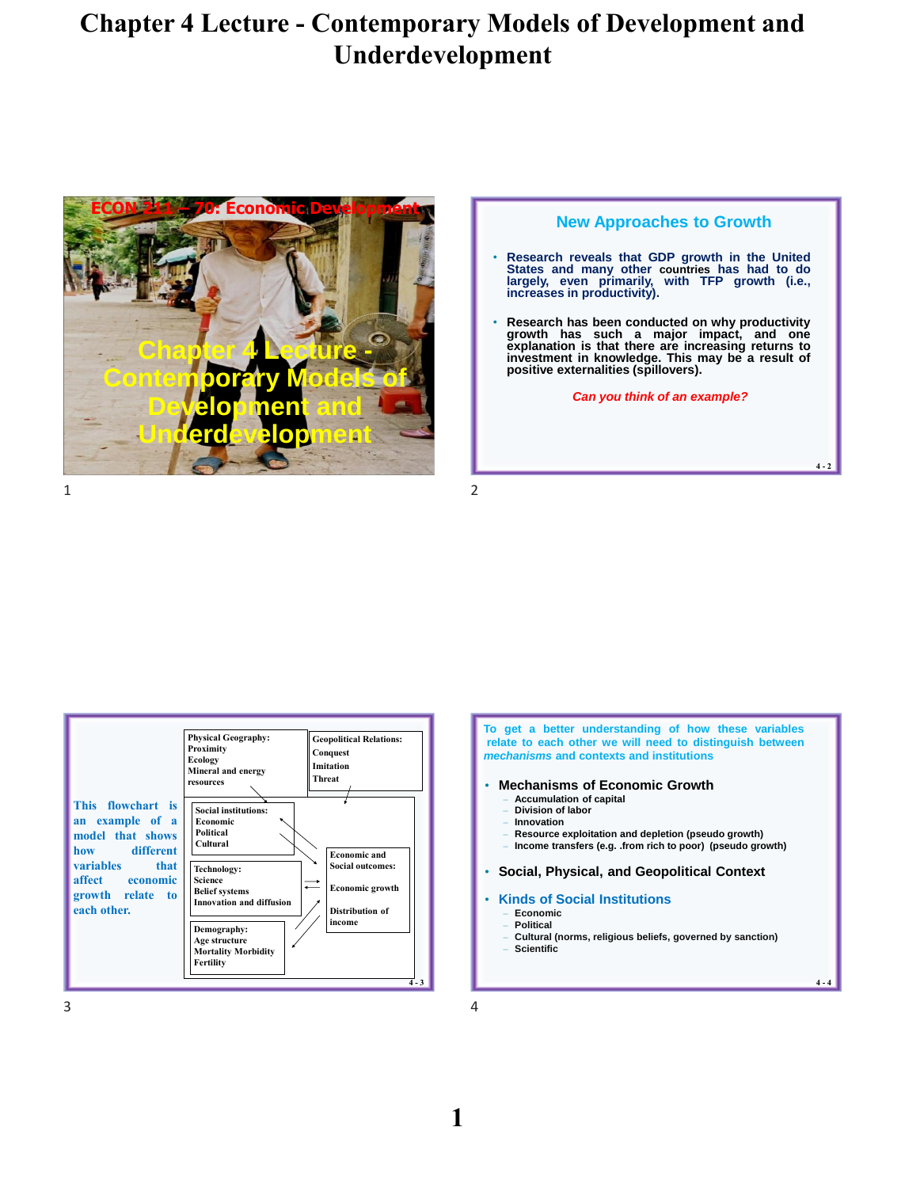# Chapter 4 Lecture - Contemporary Models of Development and Underdevelopment

ECON 211 – 70: Economic Development

Chapter 4 Lecture - Contemporary Models of Development and Underdevelopment

## New Approaches to Growth

- Research reveals that GDP growth in the United States and many other countries has had to do largely, even primarily, with TFP growth (i.e., increases in productivity).
- Research has been conducted on why productivity growth has such a major impact, and one explanation is that there are increasing returns to investment in knowledge. This may be a result of positive externalities (spillovers).

*Can you think of an example?*

---

This flowchart is an example of a model that shows how different variables that affect economic growth relate to each other.

- Physical Geography: Proximity, Ecology, Mineral and energy resources
- Geopolitical Relations: Conquest, Imitation, Threat
- Social institutions: Economic, Political, Cultural
- Technology: Science, Belief systems, Innovation and diffusion
- Demography: Age structure, Mortality Morbidity, Fertility
- Economic and Social outcomes: Economic growth, Distribution of income

---

To get a better understanding of how these variables relate to each other we will need to distinguish between *mechanisms* and contexts and institutions

- **Mechanisms of Economic Growth**
  - Accumulation of capital
  - Division of labor
  - Innovation
  - Resource exploitation and depletion (pseudo growth)
  - Income transfers (e.g. .from rich to poor) (pseudo growth)
- **Social, Physical, and Geopolitical Context**
- **Kinds of Social Institutions**
  - Economic
  - Political
  - Cultural (norms, religious beliefs, governed by sanction)
  - Scientific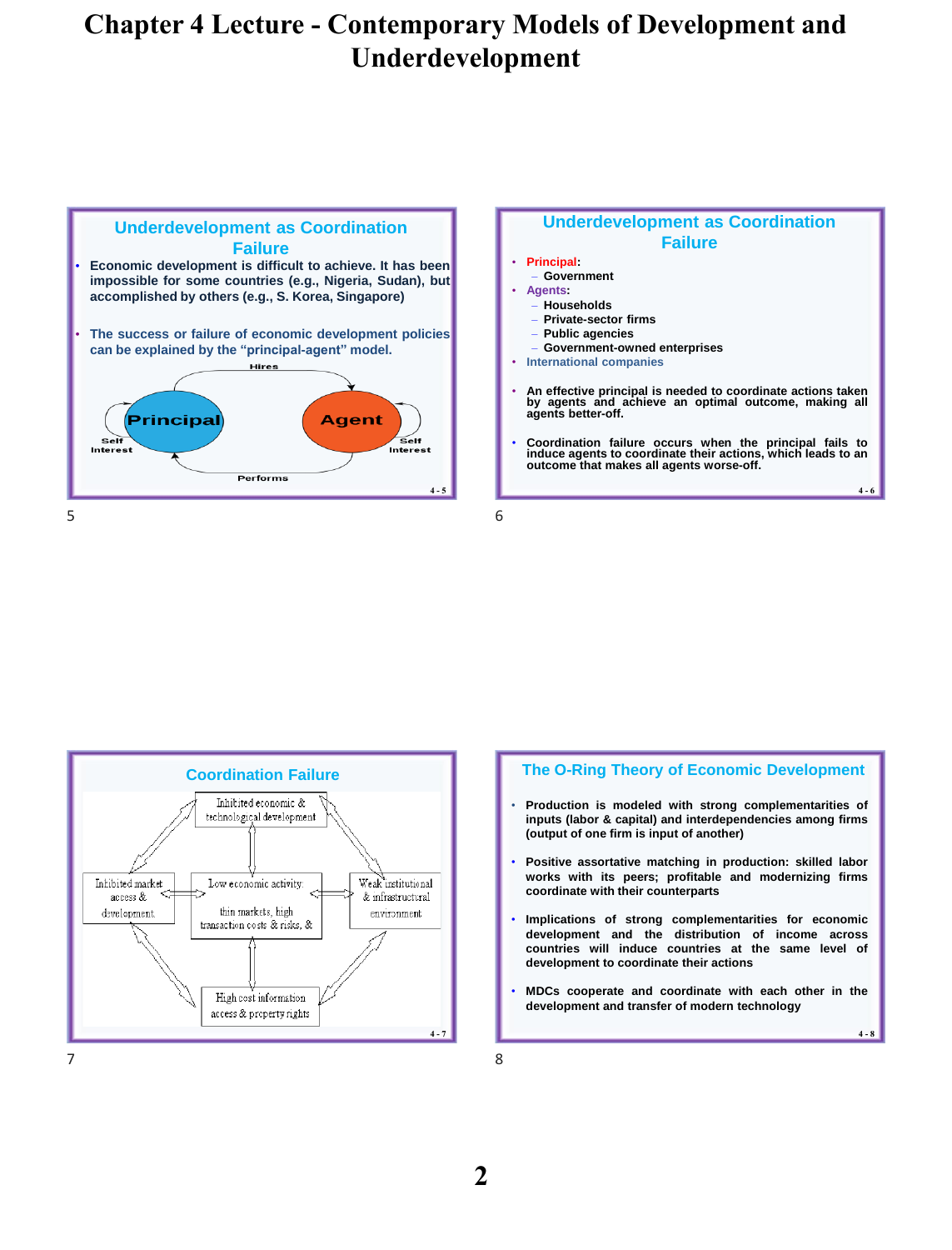# Chapter 4 Lecture - Contemporary Models of Development and Underdevelopment

## Underdevelopment as Coordination Failure

- Economic development is difficult to achieve. It has been impossible for some countries (e.g., Nigeria, Sudan), but accomplished by others (e.g., S. Korea, Singapore)
- The success or failure of economic development policies can be explained by the "principal-agent" model.

Principal — Hires → Agent
Agent — Performs → Principal
Principal: Self Interest
Agent: Self Interest

## Underdevelopment as Coordination Failure

- Principal:
  - Government
- Agents:
  - Households
  - Private-sector firms
  - Public agencies
  - Government-owned enterprises
- International companies

- An effective principal is needed to coordinate actions taken by agents and achieve an optimal outcome, making all agents better-off.
- Coordination failure occurs when the principal fails to induce agents to coordinate their actions, which leads to an outcome that makes all agents worse-off.

## Coordination Failure

- Inhibited economic & technological development
- Inhibited market access & development
- Low economic activity: thin markets, high transaction costs & risks, &
- Weak institutional & infrastructural environment
- High cost information access & property rights

## The O-Ring Theory of Economic Development

- Production is modeled with strong complementarities of inputs (labor & capital) and interdependencies among firms (output of one firm is input of another)
- Positive assortative matching in production: skilled labor works with its peers; profitable and modernizing firms coordinate with their counterparts
- Implications of strong complementarities for economic development and the distribution of income across countries will induce countries at the same level of development to coordinate their actions
- MDCs cooperate and coordinate with each other in the development and transfer of modern technology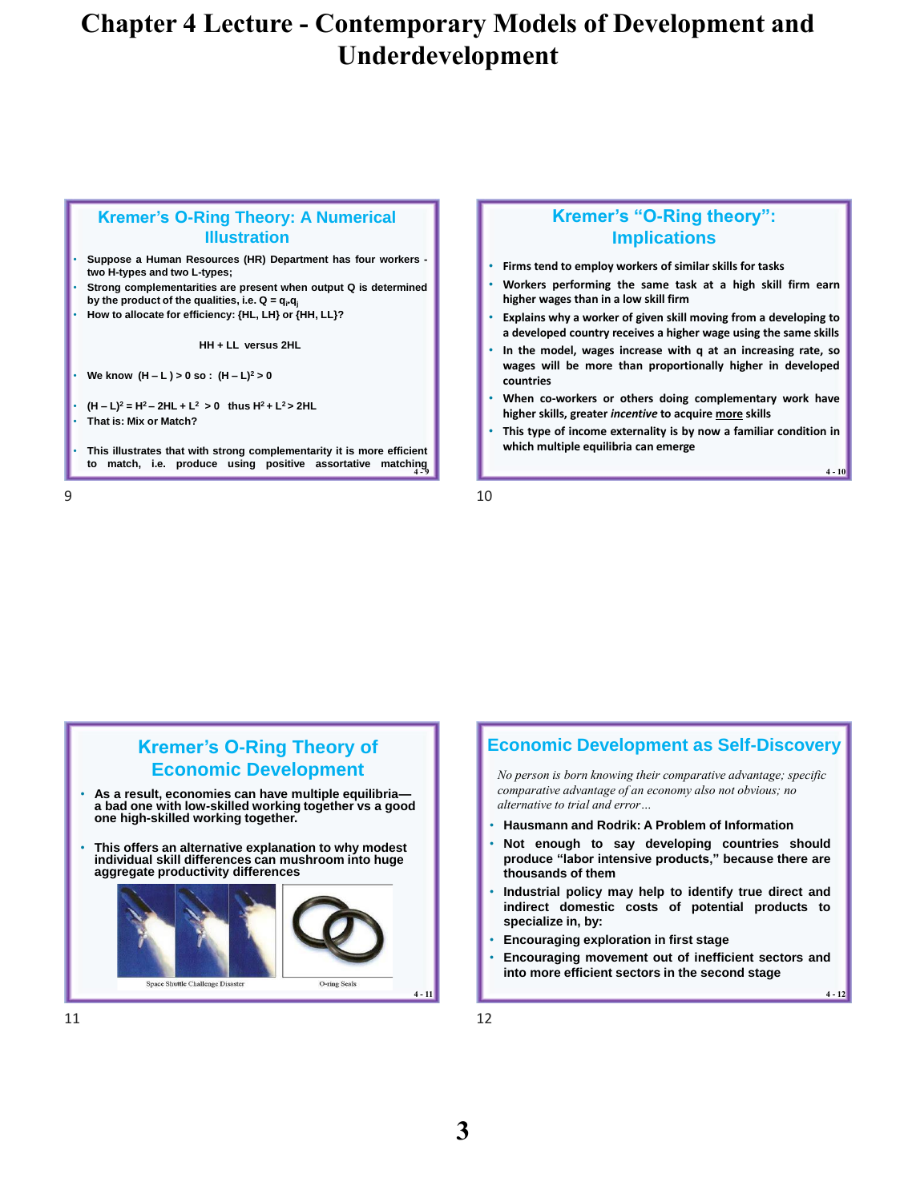# Chapter 4 Lecture - Contemporary Models of Development and Underdevelopment

## Kremer's O-Ring Theory: A Numerical Illustration

- Suppose a Human Resources (HR) Department has four workers - two H-types and two L-types;
- Strong complementarities are present when output Q is determined by the product of the qualities, i.e. $Q = q_i \cdot q_j$
- How to allocate for efficiency: {HL, LH} or {HH, LL}?

$$HH + LL \text{ versus } 2HL$$

- We know $(H - L) > 0$ so : $(H - L)^2 > 0$
- $(H - L)^2 = H^2 - 2HL + L^2 > 0$ thus $H^2 + L^2 > 2HL$
- That is: Mix or Match?
- This illustrates that with strong complementarity it is more efficient to match, i.e. produce using positive assortative matching

## Kremer's "O-Ring theory": Implications

- Firms tend to employ workers of similar skills for tasks
- Workers performing the same task at a high skill firm earn higher wages than in a low skill firm
- Explains why a worker of given skill moving from a developing to a developed country receives a higher wage using the same skills
- In the model, wages increase with q at an increasing rate, so wages will be more than proportionally higher in developed countries
- When co-workers or others doing complementary work have higher skills, greater *incentive* to acquire more skills
- This type of income externality is by now a familiar condition in which multiple equilibria can emerge

## Kremer's O-Ring Theory of Economic Development

- As a result, economies can have multiple equilibria—a bad one with low-skilled working together vs a good one high-skilled working together.
- This offers an alternative explanation to why modest individual skill differences can mushroom into huge aggregate productivity differences

Space Shuttle Challenge Disaster

O-ring Seals

## Economic Development as Self-Discovery

*No person is born knowing their comparative advantage; specific comparative advantage of an economy also not obvious; no alternative to trial and error…*

- Hausmann and Rodrik: A Problem of Information
- Not enough to say developing countries should produce "labor intensive products," because there are thousands of them
- Industrial policy may help to identify true direct and indirect domestic costs of potential products to specialize in, by:
- Encouraging exploration in first stage
- Encouraging movement out of inefficient sectors and into more efficient sectors in the second stage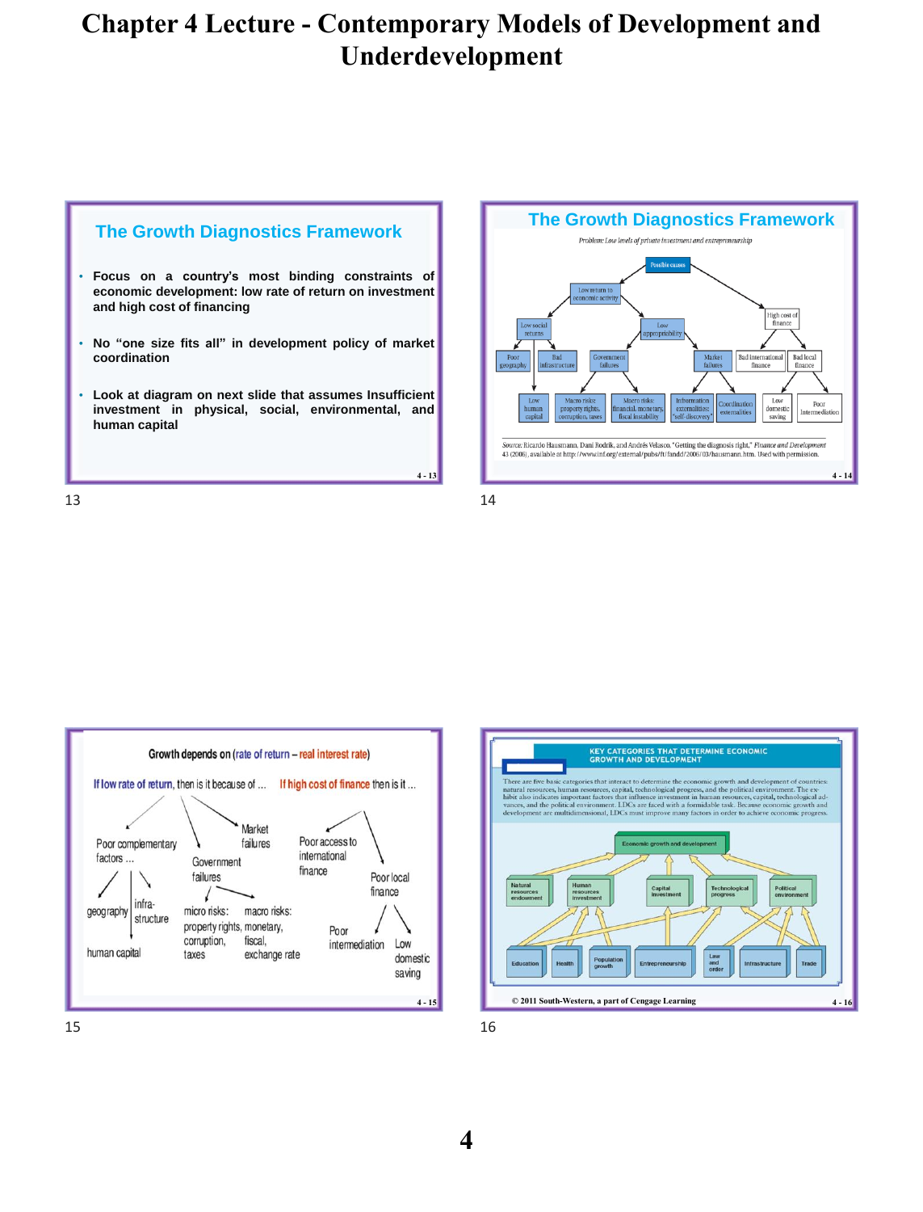# Chapter 4 Lecture - Contemporary Models of Development and Underdevelopment

## The Growth Diagnostics Framework

- Focus on a country's most binding constraints of economic development: low rate of return on investment and high cost of financing
- No "one size fits all" in development policy of market coordination
- Look at diagram on next slide that assumes Insufficient investment in physical, social, environmental, and human capital

## The Growth Diagnostics Framework

Problem: Low levels of private investment and entrepreneurship

Possible causes

Low return to economic activity

High cost of finance

Low social returns

Low appropriability

Bad international finance

Bad local finance

Poor geography

Bad infrastructure

Government failures

Market failures

Low human capital

Macro risks: property rights, corruption, taxes

Macro risks: financial, monetary, fiscal instability

Information externalities: "self-discovery"

Coordination externalities

Low domestic saving

Poor intermediation

Source: Ricardo Hausmann, Dani Rodrik, and Andrés Velasco, "Getting the diagnosis right," *Finance and Development* 43 (2006), available at http://www.imf.org/external/pubs/ft/fandd/2006/03/hausmann.htm. Used with permission.

Growth depends on (rate of return – real interest rate)

If low rate of return, then is it because of ...

If high cost of finance then is it ...

Poor complementary factors ...

Market failures

Government failures

Poor access to international finance

Poor local finance

geography

infra-structure

human capital

micro risks: property rights, corruption, taxes

macro risks: monetary, fiscal, exchange rate

Poor intermediation

Low domestic saving

KEY CATEGORIES THAT DETERMINE ECONOMIC GROWTH AND DEVELOPMENT

There are five basic categories that interact to determine the economic growth and development of countries: natural resources, human resources, capital, technological progress, and the political environment. The exhibit also indicates important factors that influence investment in human resources, capital, technological advances, and the political environment. LDCs are faced with a formidable task. Because economic growth and development are multidimensional, LDCs must improve many factors in order to achieve economic progress.

Economic growth and development

Natural resources endowment

Human resources investment

Capital investment

Technological progress

Political environment

Education

Health

Population growth

Entrepreneurship

Law and order

Infrastructure

Trade

© 2011 South-Western, a part of Cengage Learning